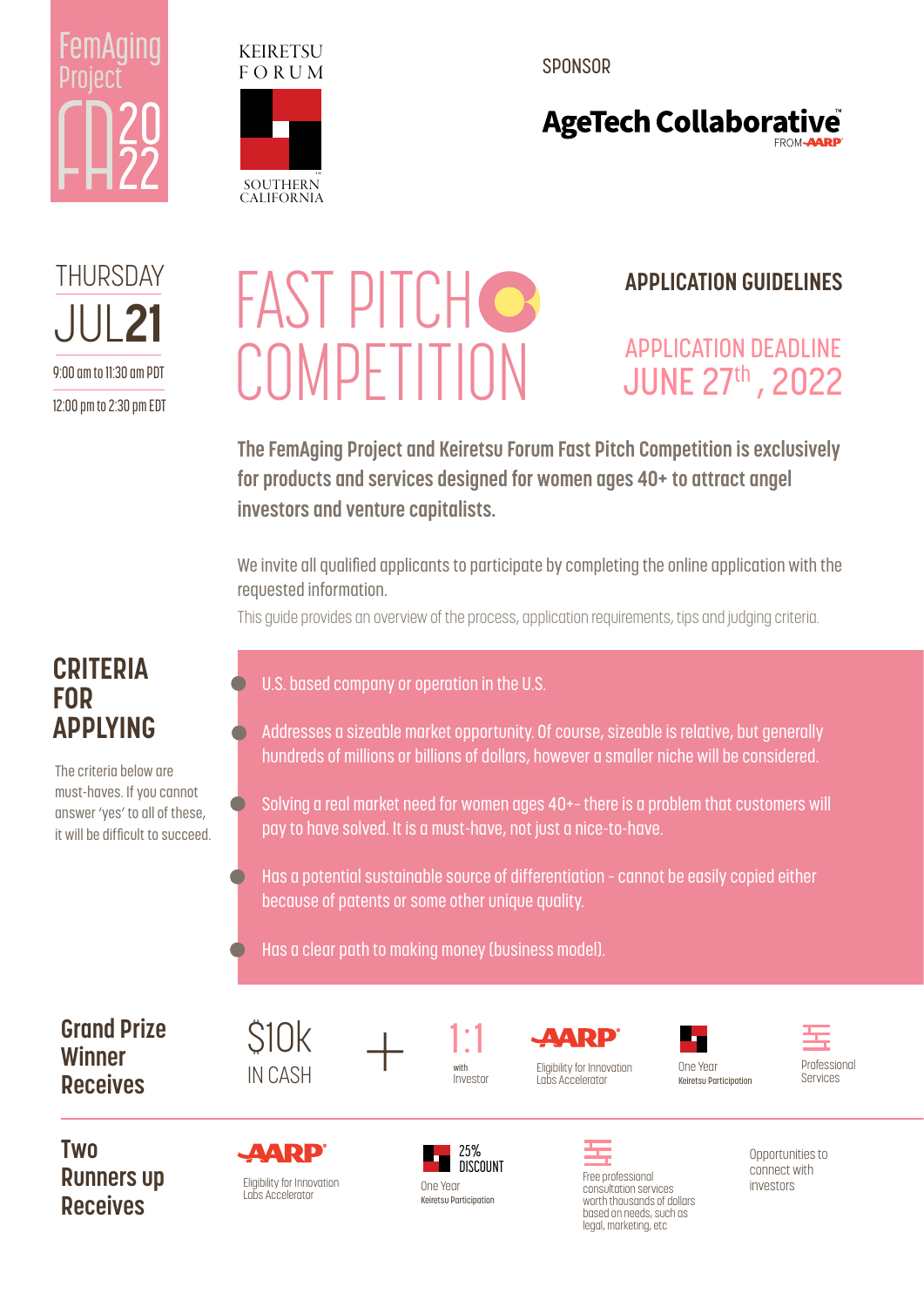FemAging Project FA 2022

KEIRETSU FORUM SOUTHERN CALIFORNIA

SPONSOR

AgeTech Collaborative FROM AARP

THURSDAY
JUL 21
9:00 am to 11:30 am PDT
12:00 pm to 2:30 pm EDT

# FAST PITCH COMPETITION

## APPLICATION GUIDELINES

APPLICATION DEADLINE
JUNE 27th, 2022

**The FemAging Project and Keiretsu Forum Fast Pitch Competition is exclusively for products and services designed for women ages 40+ to attract angel investors and venture capitalists.**

We invite all qualified applicants to participate by completing the online application with the requested information.

This guide provides an overview of the process, application requirements, tips and judging criteria.

## CRITERIA FOR APPLYING

The criteria below are must-haves. If you cannot answer 'yes' to all of these, it will be difficult to succeed.

- U.S. based company or operation in the U.S.
- Addresses a sizeable market opportunity. Of course, sizeable is relative, but generally hundreds of millions or billions of dollars, however a smaller niche will be considered.
- Solving a real market need for women ages 40+- there is a problem that customers will pay to have solved. It is a must-have, not just a nice-to-have.
- Has a potential sustainable source of differentiation - cannot be easily copied either because of patents or some other unique quality.
- Has a clear path to making money (business model).

## Grand Prize Winner Receives

- $10k IN CASH +
- 1:1 with Investor
- AARP: Eligibility for Innovation Labs Accelerator
- One Year Keiretsu Participation
- Professional Services

## Two Runners up Receives

- AARP: Eligibility for Innovation Labs Accelerator
- 25% DISCOUNT One Year Keiretsu Participation
- Free professional consultation services worth thousands of dollars based on needs, such as legal, marketing, etc
- Opportunities to connect with investors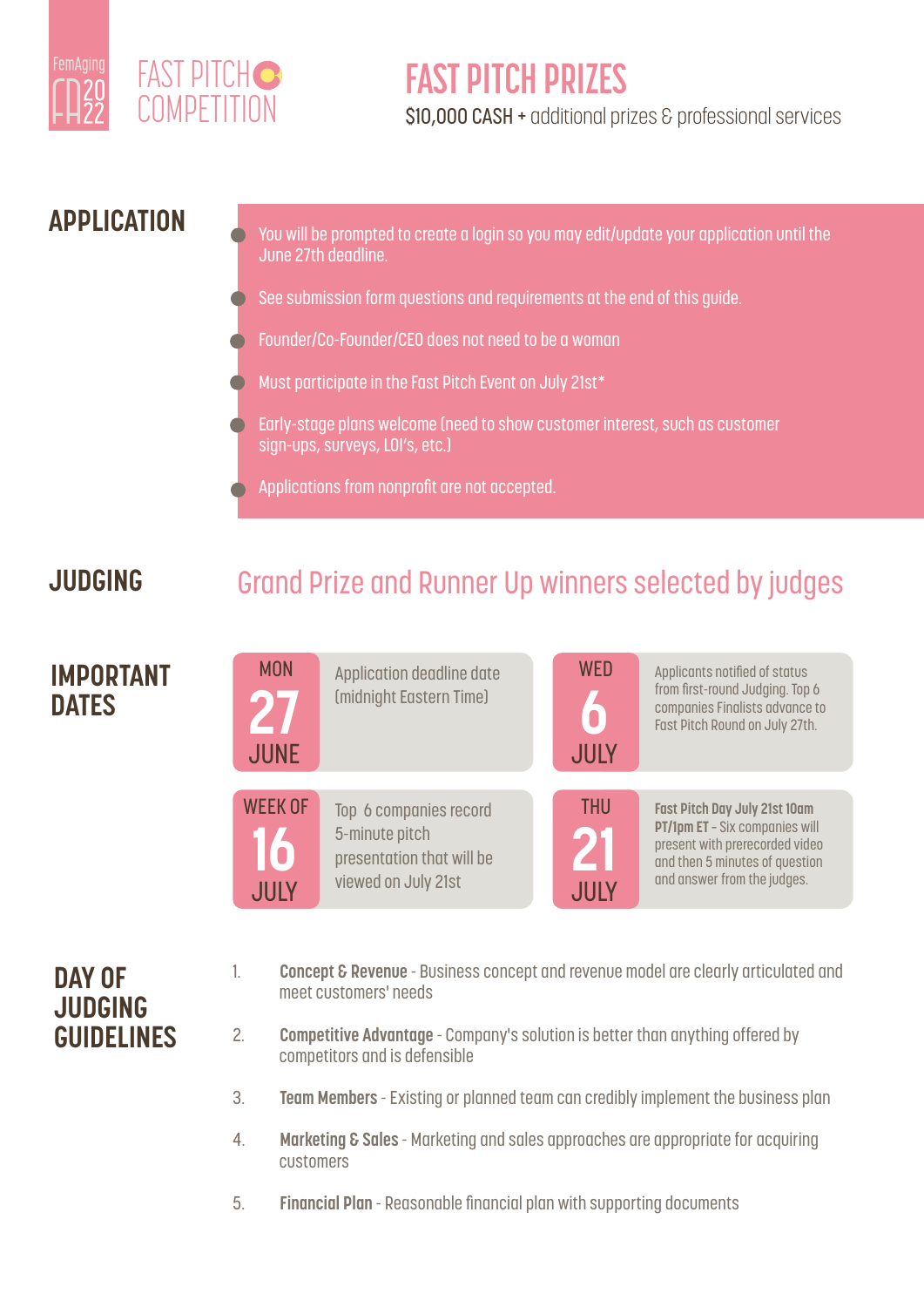FemAging FA 2022

# FAST PITCH COMPETITION

## FAST PITCH PRIZES

$10,000 CASH + additional prizes & professional services

## APPLICATION

- You will be prompted to create a login so you may edit/update your application until the June 27th deadline.
- See submission form questions and requirements at the end of this guide.
- Founder/Co-Founder/CEO does not need to be a woman
- Must participate in the Fast Pitch Event on July 21st*
- Early-stage plans welcome (need to show customer interest, such as customer sign-ups, surveys, LOI's, etc.)
- Applications from nonprofit are not accepted.

## JUDGING

Grand Prize and Runner Up winners selected by judges

## IMPORTANT DATES

| Date | Details |
| --- | --- |
| MON 27 JUNE | Application deadline date (midnight Eastern Time) |
| WED 6 JULY | Applicants notified of status from first-round Judging. Top 6 companies Finalists advance to Fast Pitch Round on July 27th. |
| WEEK OF 16 JULY | Top 6 companies record 5-minute pitch presentation that will be viewed on July 21st |
| THU 21 JULY | **Fast Pitch Day July 21st 10am PT/1pm ET** - Six companies will present with prerecorded video and then 5 minutes of question and answer from the judges. |

## DAY OF JUDGING GUIDELINES

1. **Concept & Revenue** - Business concept and revenue model are clearly articulated and meet customers' needs
2. **Competitive Advantage** - Company's solution is better than anything offered by competitors and is defensible
3. **Team Members** - Existing or planned team can credibly implement the business plan
4. **Marketing & Sales** - Marketing and sales approaches are appropriate for acquiring customers
5. **Financial Plan** - Reasonable financial plan with supporting documents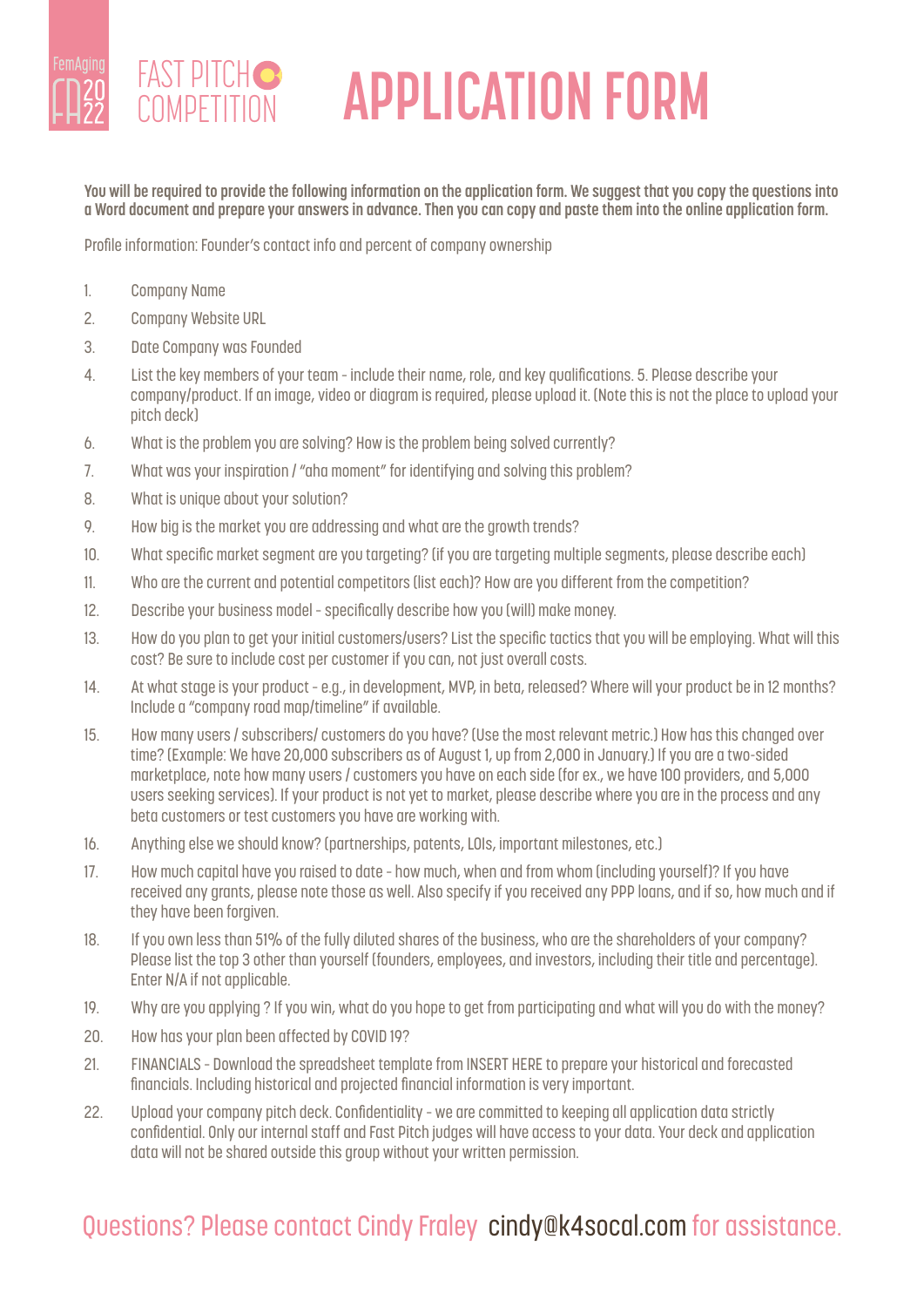FemAging FA 2022

FAST PITCH COMPETITION

# APPLICATION FORM

**You will be required to provide the following information on the application form. We suggest that you copy the questions into a Word document and prepare your answers in advance. Then you can copy and paste them into the online application form.**

Profile information: Founder's contact info and percent of company ownership

1. Company Name
2. Company Website URL
3. Date Company was Founded
4. List the key members of your team - include their name, role, and key qualifications. 5. Please describe your company/product. If an image, video or diagram is required, please upload it. (Note this is not the place to upload your pitch deck)
6. What is the problem you are solving? How is the problem being solved currently?
7. What was your inspiration / "aha moment" for identifying and solving this problem?
8. What is unique about your solution?
9. How big is the market you are addressing and what are the growth trends?
10. What specific market segment are you targeting? (if you are targeting multiple segments, please describe each)
11. Who are the current and potential competitors (list each)? How are you different from the competition?
12. Describe your business model - specifically describe how you (will) make money.
13. How do you plan to get your initial customers/users? List the specific tactics that you will be employing. What will this cost? Be sure to include cost per customer if you can, not just overall costs.
14. At what stage is your product - e.g., in development, MVP, in beta, released? Where will your product be in 12 months? Include a "company road map/timeline" if available.
15. How many users / subscribers/ customers do you have? (Use the most relevant metric.) How has this changed over time? (Example: We have 20,000 subscribers as of August 1, up from 2,000 in January.) If you are a two-sided marketplace, note how many users / customers you have on each side (for ex., we have 100 providers, and 5,000 users seeking services). If your product is not yet to market, please describe where you are in the process and any beta customers or test customers you have are working with.
16. Anything else we should know? (partnerships, patents, LOIs, important milestones, etc.)
17. How much capital have you raised to date - how much, when and from whom (including yourself)? If you have received any grants, please note those as well. Also specify if you received any PPP loans, and if so, how much and if they have been forgiven.
18. If you own less than 51% of the fully diluted shares of the business, who are the shareholders of your company? Please list the top 3 other than yourself (founders, employees, and investors, including their title and percentage). Enter N/A if not applicable.
19. Why are you applying ? If you win, what do you hope to get from participating and what will you do with the money?
20. How has your plan been affected by COVID 19?
21. FINANCIALS - Download the spreadsheet template from INSERT HERE to prepare your historical and forecasted financials. Including historical and projected financial information is very important.
22. Upload your company pitch deck. Confidentiality - we are committed to keeping all application data strictly confidential. Only our internal staff and Fast Pitch judges will have access to your data. Your deck and application data will not be shared outside this group without your written permission.

Questions? Please contact Cindy Fraley cindy@k4socal.com for assistance.